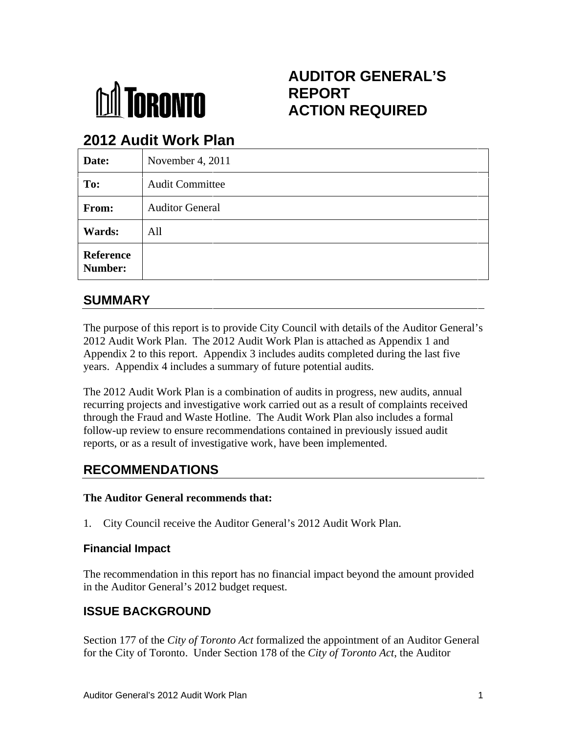# AUDITOR GENERAL'S REPORT ACTION REQUIRED

TORONTO

## 2012 Audit Work Plan

| | |
|---|---|
| **Date:** | November 4, 2011 |
| **To:** | Audit Committee |
| **From:** | Auditor General |
| **Wards:** | All |
| **Reference Number:** | |

## SUMMARY

The purpose of this report is to provide City Council with details of the Auditor General's 2012 Audit Work Plan. The 2012 Audit Work Plan is attached as Appendix 1 and Appendix 2 to this report. Appendix 3 includes audits completed during the last five years. Appendix 4 includes a summary of future potential audits.

The 2012 Audit Work Plan is a combination of audits in progress, new audits, annual recurring projects and investigative work carried out as a result of complaints received through the Fraud and Waste Hotline. The Audit Work Plan also includes a formal follow-up review to ensure recommendations contained in previously issued audit reports, or as a result of investigative work, have been implemented.

## RECOMMENDATIONS

**The Auditor General recommends that:**

1. City Council receive the Auditor General's 2012 Audit Work Plan.

### Financial Impact

The recommendation in this report has no financial impact beyond the amount provided in the Auditor General's 2012 budget request.

## ISSUE BACKGROUND

Section 177 of the *City of Toronto Act* formalized the appointment of an Auditor General for the City of Toronto. Under Section 178 of the *City of Toronto Act*, the Auditor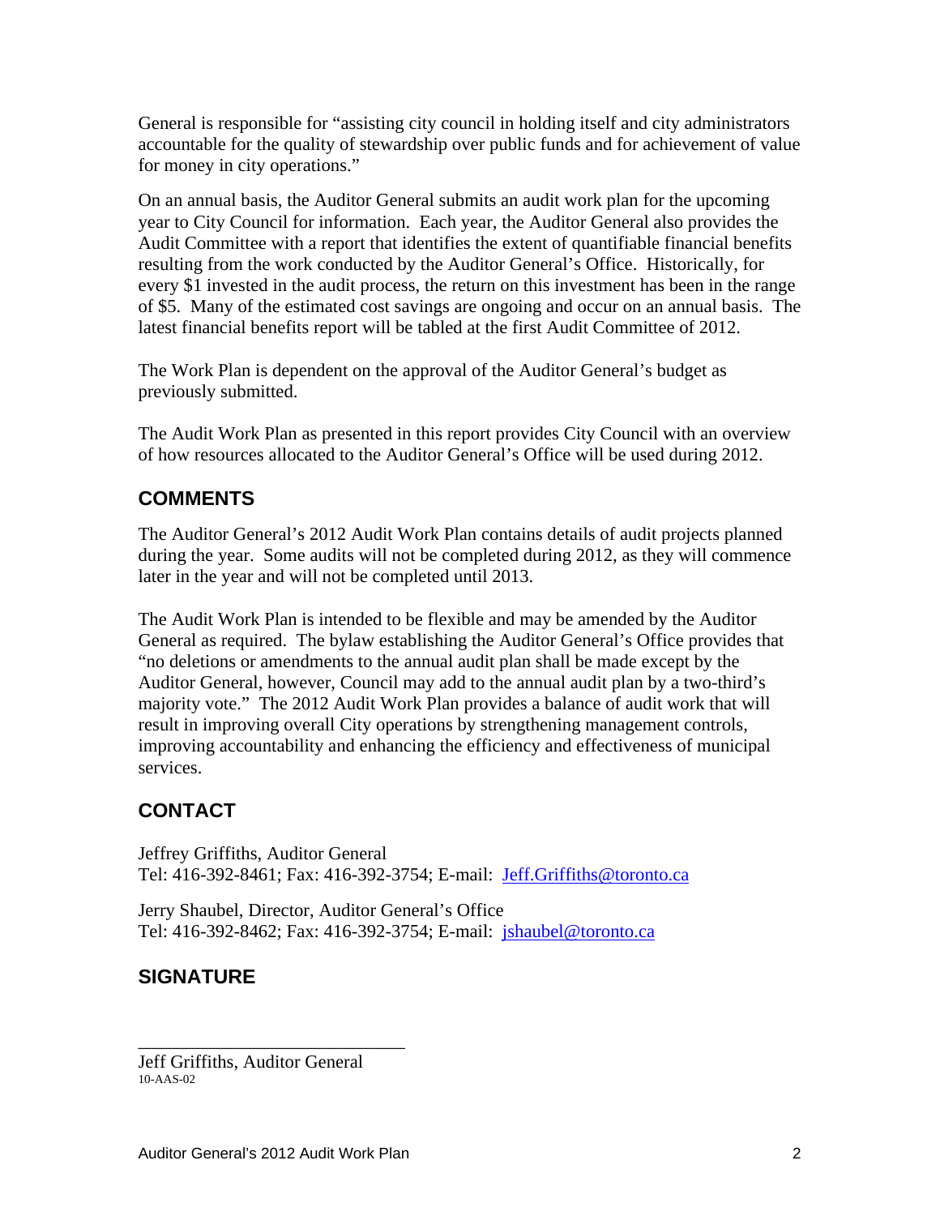General is responsible for "assisting city council in holding itself and city administrators accountable for the quality of stewardship over public funds and for achievement of value for money in city operations."

On an annual basis, the Auditor General submits an audit work plan for the upcoming year to City Council for information. Each year, the Auditor General also provides the Audit Committee with a report that identifies the extent of quantifiable financial benefits resulting from the work conducted by the Auditor General's Office. Historically, for every $1 invested in the audit process, the return on this investment has been in the range of $5. Many of the estimated cost savings are ongoing and occur on an annual basis. The latest financial benefits report will be tabled at the first Audit Committee of 2012.

The Work Plan is dependent on the approval of the Auditor General's budget as previously submitted.

The Audit Work Plan as presented in this report provides City Council with an overview of how resources allocated to the Auditor General's Office will be used during 2012.

## COMMENTS

The Auditor General's 2012 Audit Work Plan contains details of audit projects planned during the year. Some audits will not be completed during 2012, as they will commence later in the year and will not be completed until 2013.

The Audit Work Plan is intended to be flexible and may be amended by the Auditor General as required. The bylaw establishing the Auditor General's Office provides that "no deletions or amendments to the annual audit plan shall be made except by the Auditor General, however, Council may add to the annual audit plan by a two-third's majority vote." The 2012 Audit Work Plan provides a balance of audit work that will result in improving overall City operations by strengthening management controls, improving accountability and enhancing the efficiency and effectiveness of municipal services.

## CONTACT

Jeffrey Griffiths, Auditor General
Tel: 416-392-8461; Fax: 416-392-3754; E-mail: Jeff.Griffiths@toronto.ca

Jerry Shaubel, Director, Auditor General's Office
Tel: 416-392-8462; Fax: 416-392-3754; E-mail: jshaubel@toronto.ca

## SIGNATURE

_______________________________

Jeff Griffiths, Auditor General
10-AAS-02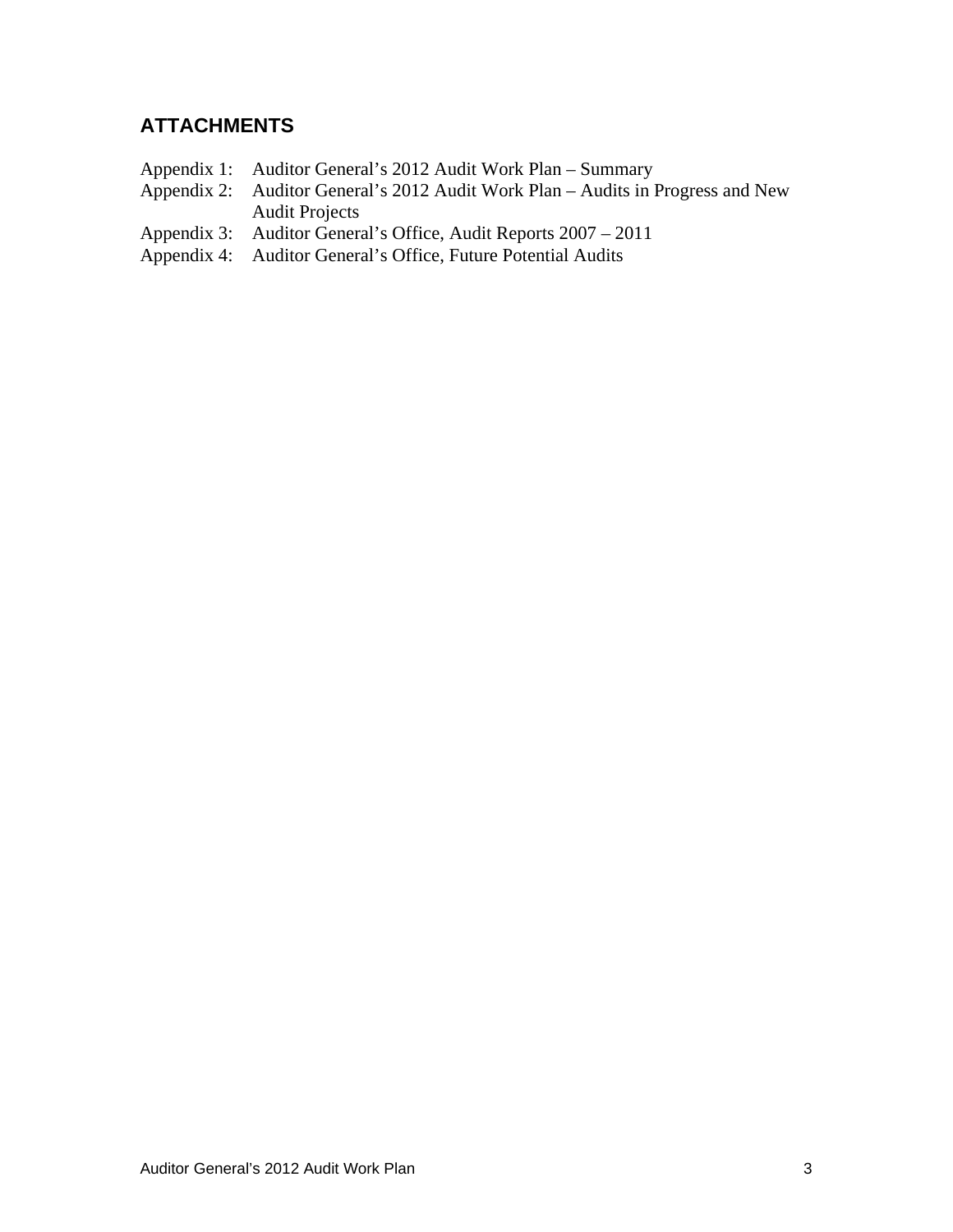## ATTACHMENTS

Appendix 1: Auditor General's 2012 Audit Work Plan – Summary
Appendix 2: Auditor General's 2012 Audit Work Plan – Audits in Progress and New Audit Projects
Appendix 3: Auditor General's Office, Audit Reports 2007 – 2011
Appendix 4: Auditor General's Office, Future Potential Audits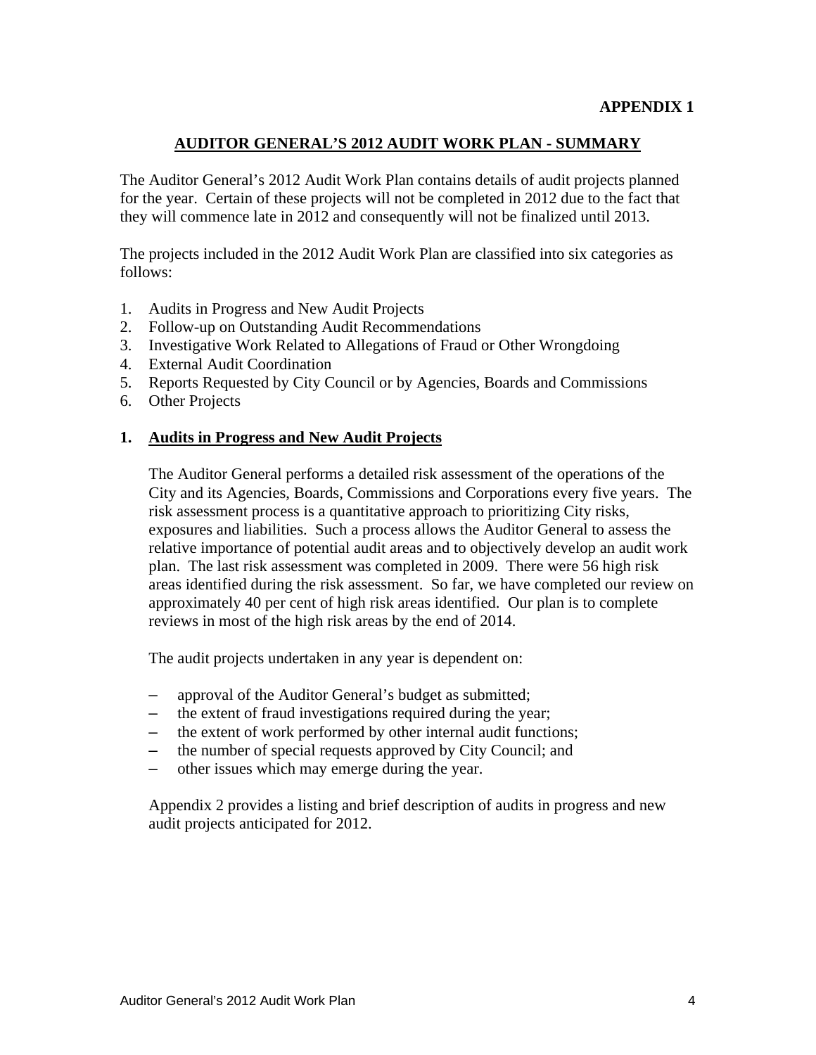**APPENDIX 1**

## AUDITOR GENERAL'S 2012 AUDIT WORK PLAN - SUMMARY

The Auditor General's 2012 Audit Work Plan contains details of audit projects planned for the year. Certain of these projects will not be completed in 2012 due to the fact that they will commence late in 2012 and consequently will not be finalized until 2013.

The projects included in the 2012 Audit Work Plan are classified into six categories as follows:

1. Audits in Progress and New Audit Projects
2. Follow-up on Outstanding Audit Recommendations
3. Investigative Work Related to Allegations of Fraud or Other Wrongdoing
4. External Audit Coordination
5. Reports Requested by City Council or by Agencies, Boards and Commissions
6. Other Projects

### 1. Audits in Progress and New Audit Projects

The Auditor General performs a detailed risk assessment of the operations of the City and its Agencies, Boards, Commissions and Corporations every five years. The risk assessment process is a quantitative approach to prioritizing City risks, exposures and liabilities. Such a process allows the Auditor General to assess the relative importance of potential audit areas and to objectively develop an audit work plan. The last risk assessment was completed in 2009. There were 56 high risk areas identified during the risk assessment. So far, we have completed our review on approximately 40 per cent of high risk areas identified. Our plan is to complete reviews in most of the high risk areas by the end of 2014.

The audit projects undertaken in any year is dependent on:

- approval of the Auditor General's budget as submitted;
- the extent of fraud investigations required during the year;
- the extent of work performed by other internal audit functions;
- the number of special requests approved by City Council; and
- other issues which may emerge during the year.

Appendix 2 provides a listing and brief description of audits in progress and new audit projects anticipated for 2012.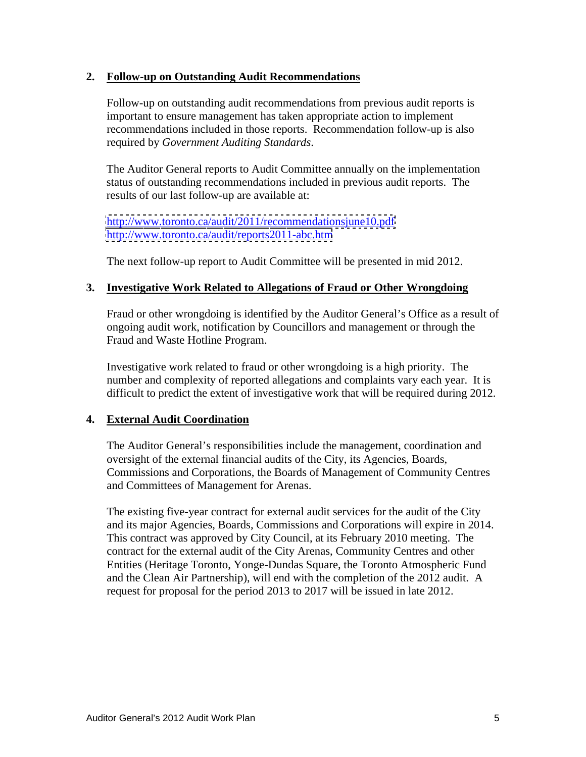## 2. Follow-up on Outstanding Audit Recommendations

Follow-up on outstanding audit recommendations from previous audit reports is important to ensure management has taken appropriate action to implement recommendations included in those reports. Recommendation follow-up is also required by *Government Auditing Standards*.

The Auditor General reports to Audit Committee annually on the implementation status of outstanding recommendations included in previous audit reports. The results of our last follow-up are available at:

http://www.toronto.ca/audit/2011/recommendationsjune10.pdf
http://www.toronto.ca/audit/reports2011-abc.htm

The next follow-up report to Audit Committee will be presented in mid 2012.

## 3. Investigative Work Related to Allegations of Fraud or Other Wrongdoing

Fraud or other wrongdoing is identified by the Auditor General's Office as a result of ongoing audit work, notification by Councillors and management or through the Fraud and Waste Hotline Program.

Investigative work related to fraud or other wrongdoing is a high priority. The number and complexity of reported allegations and complaints vary each year. It is difficult to predict the extent of investigative work that will be required during 2012.

## 4. External Audit Coordination

The Auditor General's responsibilities include the management, coordination and oversight of the external financial audits of the City, its Agencies, Boards, Commissions and Corporations, the Boards of Management of Community Centres and Committees of Management for Arenas.

The existing five-year contract for external audit services for the audit of the City and its major Agencies, Boards, Commissions and Corporations will expire in 2014. This contract was approved by City Council, at its February 2010 meeting. The contract for the external audit of the City Arenas, Community Centres and other Entities (Heritage Toronto, Yonge-Dundas Square, the Toronto Atmospheric Fund and the Clean Air Partnership), will end with the completion of the 2012 audit. A request for proposal for the period 2013 to 2017 will be issued in late 2012.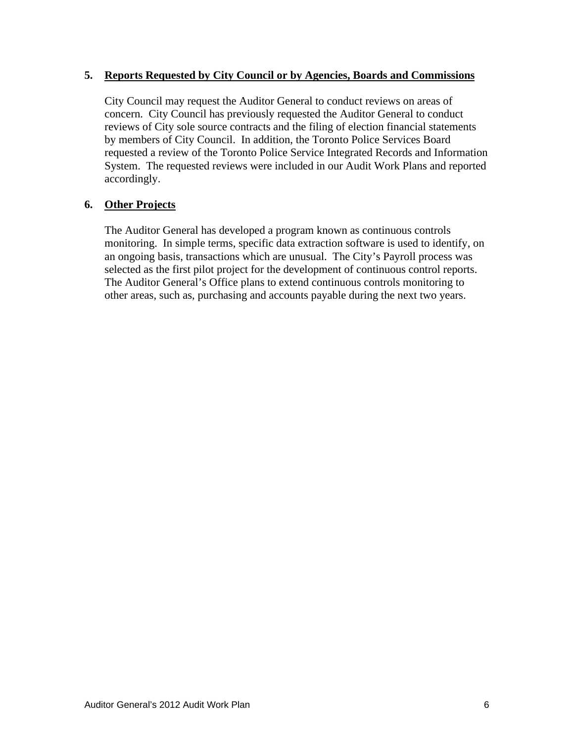## 5. Reports Requested by City Council or by Agencies, Boards and Commissions

City Council may request the Auditor General to conduct reviews on areas of concern. City Council has previously requested the Auditor General to conduct reviews of City sole source contracts and the filing of election financial statements by members of City Council. In addition, the Toronto Police Services Board requested a review of the Toronto Police Service Integrated Records and Information System. The requested reviews were included in our Audit Work Plans and reported accordingly.

## 6. Other Projects

The Auditor General has developed a program known as continuous controls monitoring. In simple terms, specific data extraction software is used to identify, on an ongoing basis, transactions which are unusual. The City's Payroll process was selected as the first pilot project for the development of continuous control reports. The Auditor General's Office plans to extend continuous controls monitoring to other areas, such as, purchasing and accounts payable during the next two years.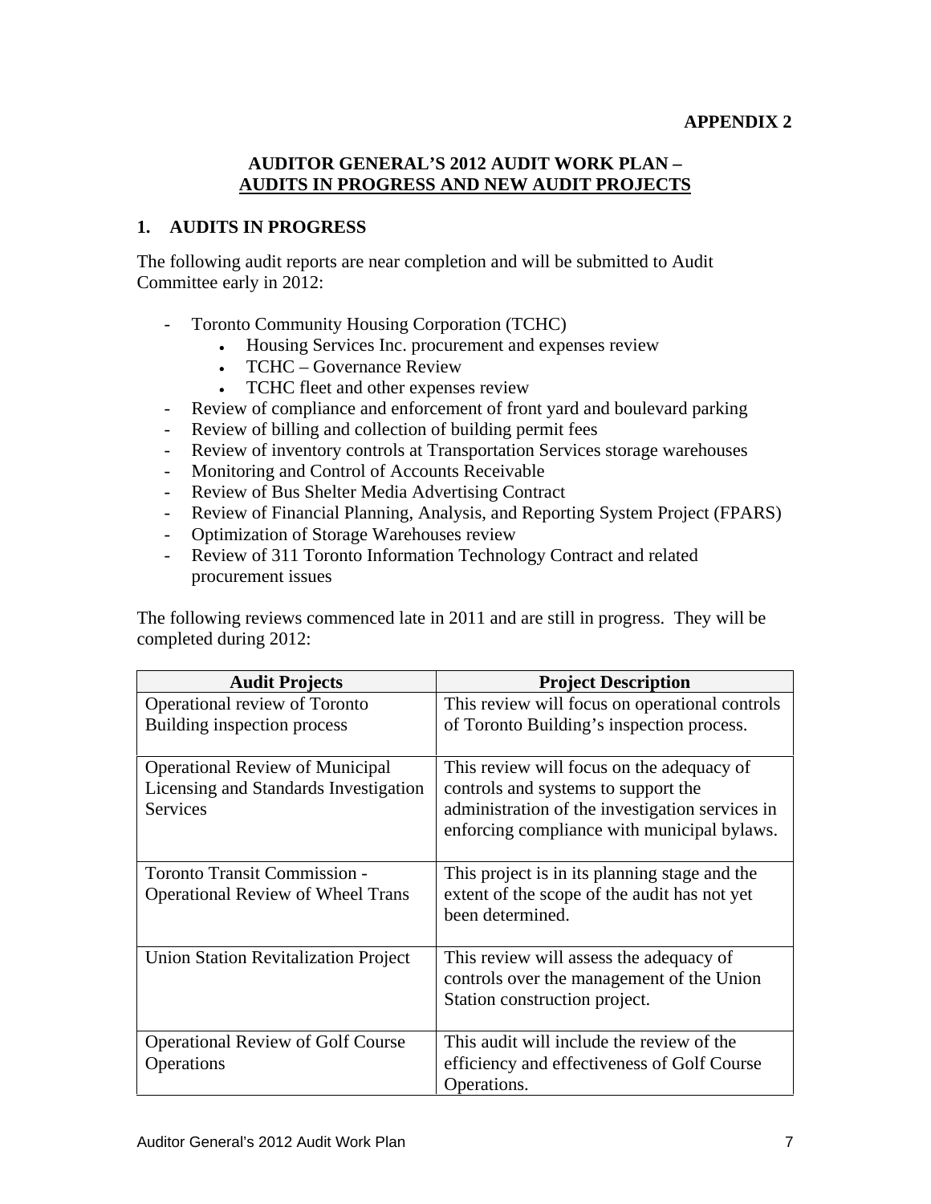**APPENDIX 2**

## AUDITOR GENERAL'S 2012 AUDIT WORK PLAN – AUDITS IN PROGRESS AND NEW AUDIT PROJECTS

### 1. AUDITS IN PROGRESS

The following audit reports are near completion and will be submitted to Audit Committee early in 2012:

- Toronto Community Housing Corporation (TCHC)
  - Housing Services Inc. procurement and expenses review
  - TCHC – Governance Review
  - TCHC fleet and other expenses review
- Review of compliance and enforcement of front yard and boulevard parking
- Review of billing and collection of building permit fees
- Review of inventory controls at Transportation Services storage warehouses
- Monitoring and Control of Accounts Receivable
- Review of Bus Shelter Media Advertising Contract
- Review of Financial Planning, Analysis, and Reporting System Project (FPARS)
- Optimization of Storage Warehouses review
- Review of 311 Toronto Information Technology Contract and related procurement issues

The following reviews commenced late in 2011 and are still in progress. They will be completed during 2012:

| Audit Projects | Project Description |
|---|---|
| Operational review of Toronto Building inspection process | This review will focus on operational controls of Toronto Building's inspection process. |
| Operational Review of Municipal Licensing and Standards Investigation Services | This review will focus on the adequacy of controls and systems to support the administration of the investigation services in enforcing compliance with municipal bylaws. |
| Toronto Transit Commission - Operational Review of Wheel Trans | This project is in its planning stage and the extent of the scope of the audit has not yet been determined. |
| Union Station Revitalization Project | This review will assess the adequacy of controls over the management of the Union Station construction project. |
| Operational Review of Golf Course Operations | This audit will include the review of the efficiency and effectiveness of Golf Course Operations. |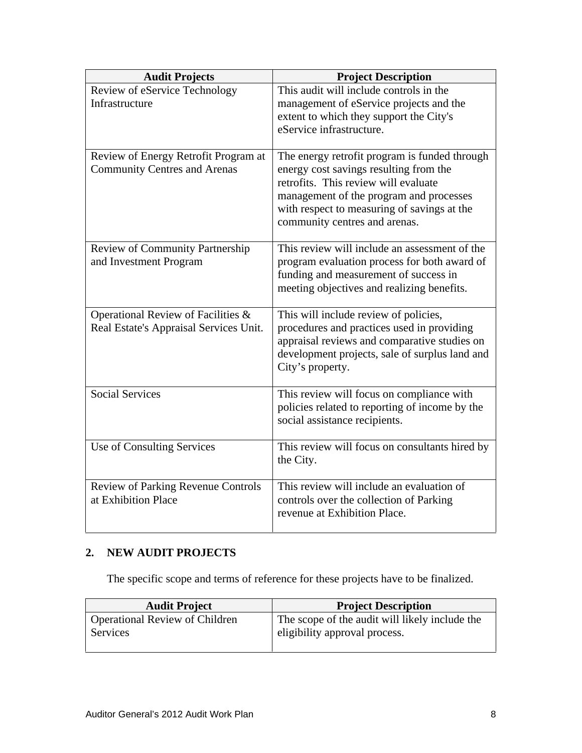| Audit Projects | Project Description |
|---|---|
| Review of eService Technology Infrastructure | This audit will include controls in the management of eService projects and the extent to which they support the City's eService infrastructure. |
| Review of Energy Retrofit Program at Community Centres and Arenas | The energy retrofit program is funded through energy cost savings resulting from the retrofits. This review will evaluate management of the program and processes with respect to measuring of savings at the community centres and arenas. |
| Review of Community Partnership and Investment Program | This review will include an assessment of the program evaluation process for both award of funding and measurement of success in meeting objectives and realizing benefits. |
| Operational Review of Facilities & Real Estate's Appraisal Services Unit. | This will include review of policies, procedures and practices used in providing appraisal reviews and comparative studies on development projects, sale of surplus land and City's property. |
| Social Services | This review will focus on compliance with policies related to reporting of income by the social assistance recipients. |
| Use of Consulting Services | This review will focus on consultants hired by the City. |
| Review of Parking Revenue Controls at Exhibition Place | This review will include an evaluation of controls over the collection of Parking revenue at Exhibition Place. |

## 2. NEW AUDIT PROJECTS

The specific scope and terms of reference for these projects have to be finalized.

| Audit Project | Project Description |
|---|---|
| Operational Review of Children Services | The scope of the audit will likely include the eligibility approval process. |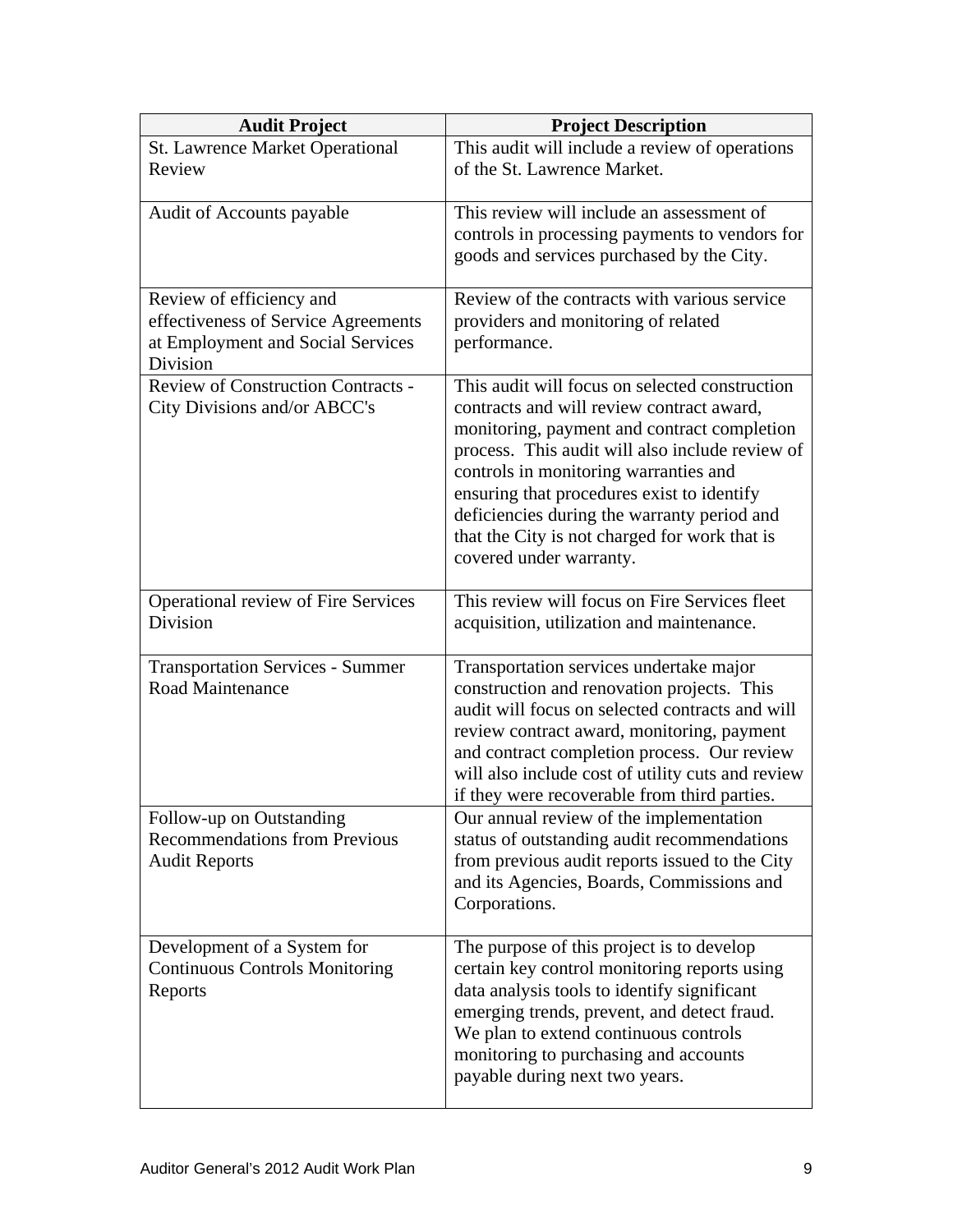| Audit Project | Project Description |
|---|---|
| St. Lawrence Market Operational Review | This audit will include a review of operations of the St. Lawrence Market. |
| Audit of Accounts payable | This review will include an assessment of controls in processing payments to vendors for goods and services purchased by the City. |
| Review of efficiency and effectiveness of Service Agreements at Employment and Social Services Division | Review of the contracts with various service providers and monitoring of related performance. |
| Review of Construction Contracts - City Divisions and/or ABCC's | This audit will focus on selected construction contracts and will review contract award, monitoring, payment and contract completion process. This audit will also include review of controls in monitoring warranties and ensuring that procedures exist to identify deficiencies during the warranty period and that the City is not charged for work that is covered under warranty. |
| Operational review of Fire Services Division | This review will focus on Fire Services fleet acquisition, utilization and maintenance. |
| Transportation Services - Summer Road Maintenance | Transportation services undertake major construction and renovation projects. This audit will focus on selected contracts and will review contract award, monitoring, payment and contract completion process. Our review will also include cost of utility cuts and review if they were recoverable from third parties. |
| Follow-up on Outstanding Recommendations from Previous Audit Reports | Our annual review of the implementation status of outstanding audit recommendations from previous audit reports issued to the City and its Agencies, Boards, Commissions and Corporations. |
| Development of a System for Continuous Controls Monitoring Reports | The purpose of this project is to develop certain key control monitoring reports using data analysis tools to identify significant emerging trends, prevent, and detect fraud. We plan to extend continuous controls monitoring to purchasing and accounts payable during next two years. |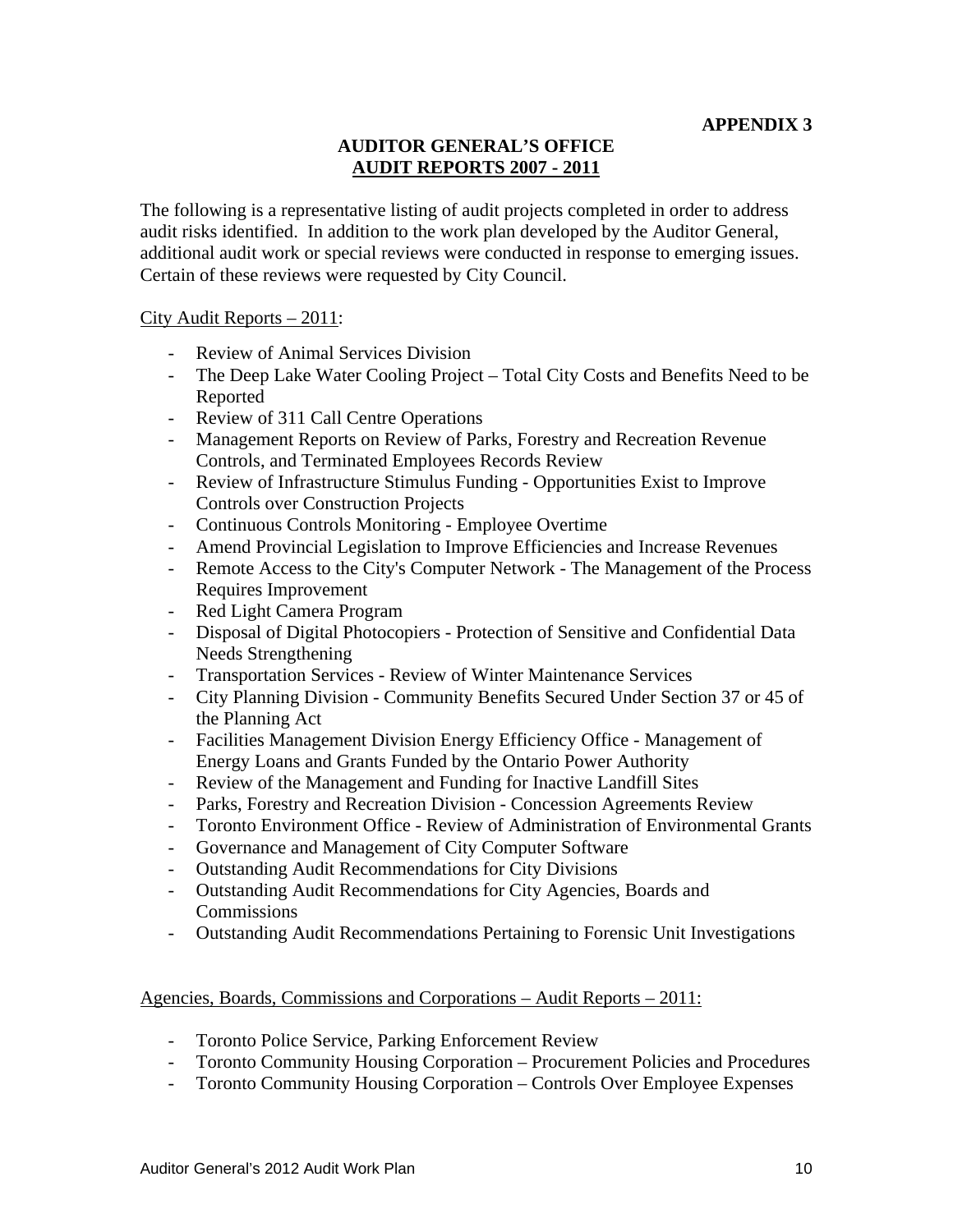**APPENDIX 3**

**AUDITOR GENERAL'S OFFICE**
**AUDIT REPORTS 2007 - 2011**

The following is a representative listing of audit projects completed in order to address audit risks identified. In addition to the work plan developed by the Auditor General, additional audit work or special reviews were conducted in response to emerging issues. Certain of these reviews were requested by City Council.

City Audit Reports – 2011:

- Review of Animal Services Division
- The Deep Lake Water Cooling Project – Total City Costs and Benefits Need to be Reported
- Review of 311 Call Centre Operations
- Management Reports on Review of Parks, Forestry and Recreation Revenue Controls, and Terminated Employees Records Review
- Review of Infrastructure Stimulus Funding - Opportunities Exist to Improve Controls over Construction Projects
- Continuous Controls Monitoring - Employee Overtime
- Amend Provincial Legislation to Improve Efficiencies and Increase Revenues
- Remote Access to the City's Computer Network - The Management of the Process Requires Improvement
- Red Light Camera Program
- Disposal of Digital Photocopiers - Protection of Sensitive and Confidential Data Needs Strengthening
- Transportation Services - Review of Winter Maintenance Services
- City Planning Division - Community Benefits Secured Under Section 37 or 45 of the Planning Act
- Facilities Management Division Energy Efficiency Office - Management of Energy Loans and Grants Funded by the Ontario Power Authority
- Review of the Management and Funding for Inactive Landfill Sites
- Parks, Forestry and Recreation Division - Concession Agreements Review
- Toronto Environment Office - Review of Administration of Environmental Grants
- Governance and Management of City Computer Software
- Outstanding Audit Recommendations for City Divisions
- Outstanding Audit Recommendations for City Agencies, Boards and Commissions
- Outstanding Audit Recommendations Pertaining to Forensic Unit Investigations

Agencies, Boards, Commissions and Corporations – Audit Reports – 2011:

- Toronto Police Service, Parking Enforcement Review
- Toronto Community Housing Corporation – Procurement Policies and Procedures
- Toronto Community Housing Corporation – Controls Over Employee Expenses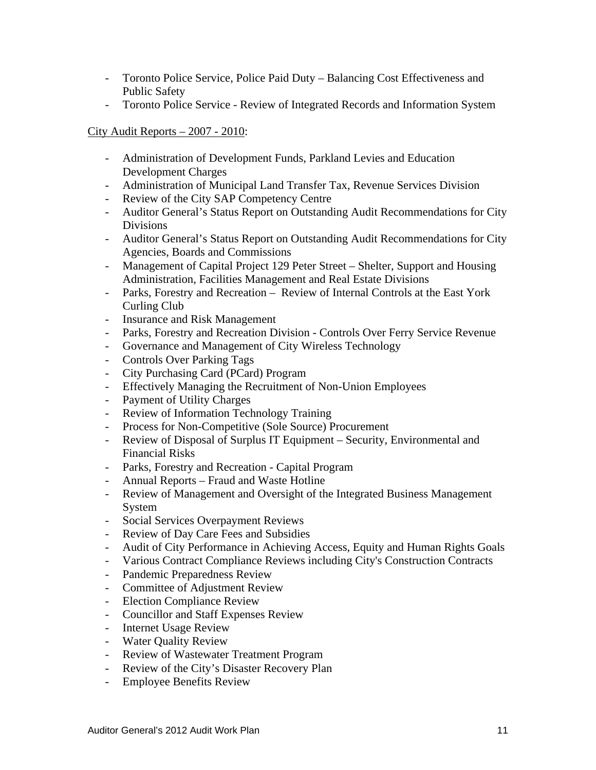- Toronto Police Service, Police Paid Duty – Balancing Cost Effectiveness and Public Safety
- Toronto Police Service - Review of Integrated Records and Information System

City Audit Reports – 2007 - 2010:

- Administration of Development Funds, Parkland Levies and Education Development Charges
- Administration of Municipal Land Transfer Tax, Revenue Services Division
- Review of the City SAP Competency Centre
- Auditor General's Status Report on Outstanding Audit Recommendations for City Divisions
- Auditor General's Status Report on Outstanding Audit Recommendations for City Agencies, Boards and Commissions
- Management of Capital Project 129 Peter Street – Shelter, Support and Housing Administration, Facilities Management and Real Estate Divisions
- Parks, Forestry and Recreation – Review of Internal Controls at the East York Curling Club
- Insurance and Risk Management
- Parks, Forestry and Recreation Division - Controls Over Ferry Service Revenue
- Governance and Management of City Wireless Technology
- Controls Over Parking Tags
- City Purchasing Card (PCard) Program
- Effectively Managing the Recruitment of Non-Union Employees
- Payment of Utility Charges
- Review of Information Technology Training
- Process for Non-Competitive (Sole Source) Procurement
- Review of Disposal of Surplus IT Equipment – Security, Environmental and Financial Risks
- Parks, Forestry and Recreation - Capital Program
- Annual Reports – Fraud and Waste Hotline
- Review of Management and Oversight of the Integrated Business Management System
- Social Services Overpayment Reviews
- Review of Day Care Fees and Subsidies
- Audit of City Performance in Achieving Access, Equity and Human Rights Goals
- Various Contract Compliance Reviews including City's Construction Contracts
- Pandemic Preparedness Review
- Committee of Adjustment Review
- Election Compliance Review
- Councillor and Staff Expenses Review
- Internet Usage Review
- Water Quality Review
- Review of Wastewater Treatment Program
- Review of the City's Disaster Recovery Plan
- Employee Benefits Review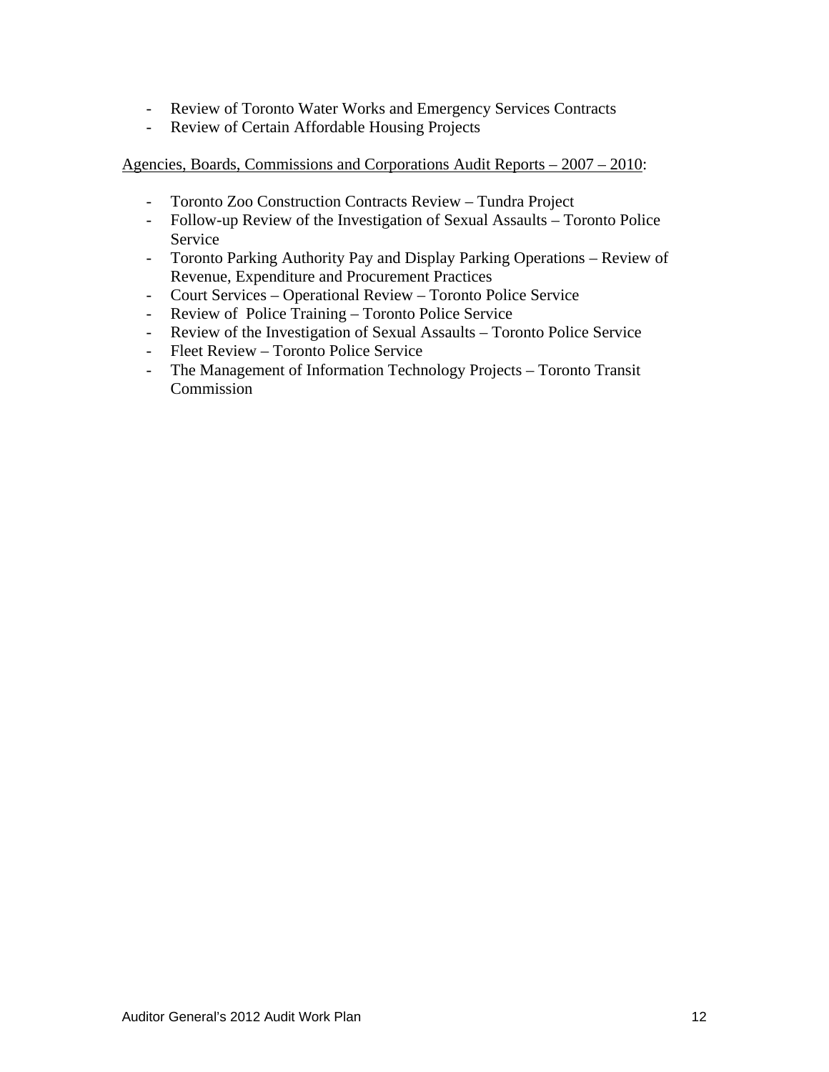- Review of Toronto Water Works and Emergency Services Contracts
- Review of Certain Affordable Housing Projects

<u>Agencies, Boards, Commissions and Corporations Audit Reports – 2007 – 2010</u>:

- Toronto Zoo Construction Contracts Review – Tundra Project
- Follow-up Review of the Investigation of Sexual Assaults – Toronto Police Service
- Toronto Parking Authority Pay and Display Parking Operations – Review of Revenue, Expenditure and Procurement Practices
- Court Services – Operational Review – Toronto Police Service
- Review of Police Training – Toronto Police Service
- Review of the Investigation of Sexual Assaults – Toronto Police Service
- Fleet Review – Toronto Police Service
- The Management of Information Technology Projects – Toronto Transit Commission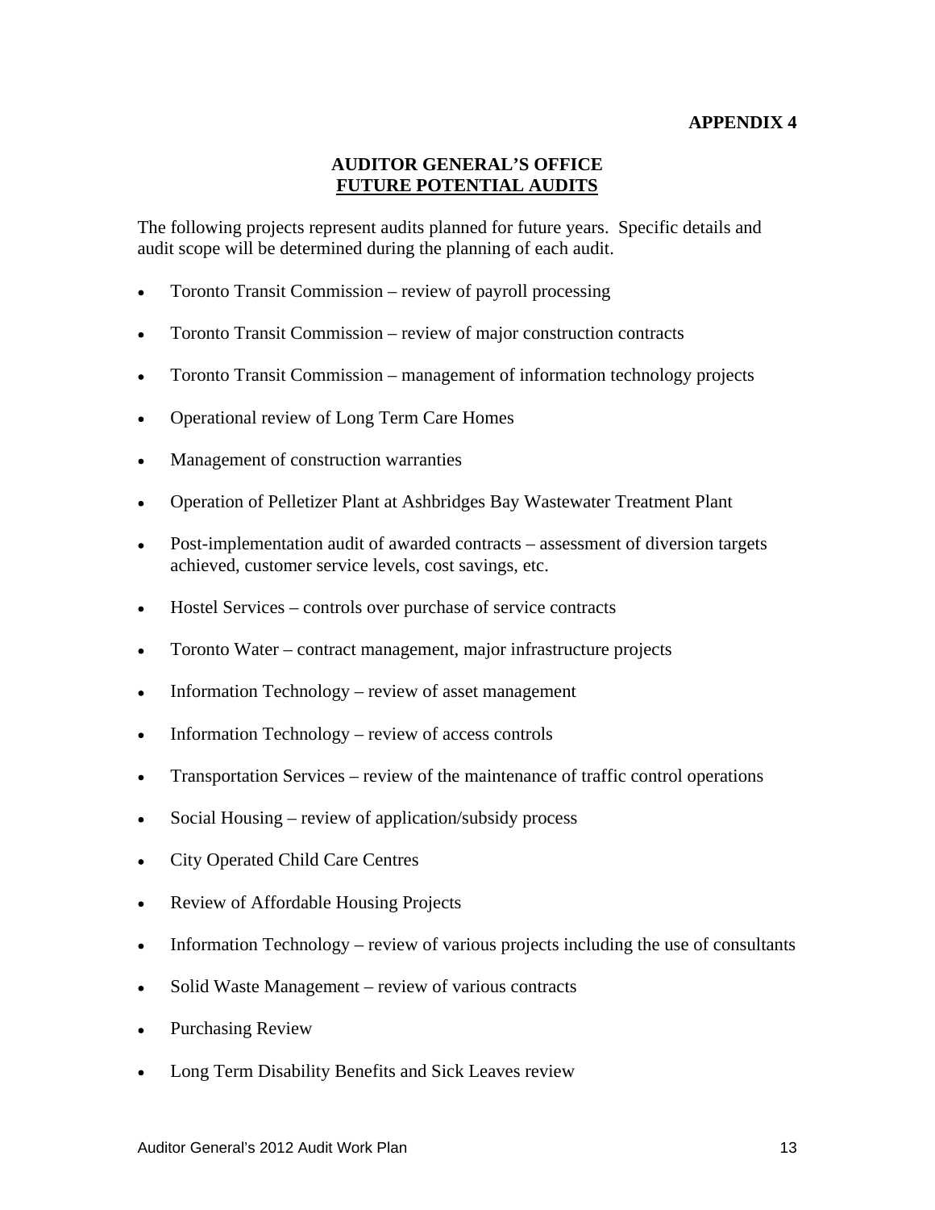**APPENDIX 4**

## AUDITOR GENERAL'S OFFICE
## FUTURE POTENTIAL AUDITS

The following projects represent audits planned for future years. Specific details and audit scope will be determined during the planning of each audit.

- Toronto Transit Commission – review of payroll processing
- Toronto Transit Commission – review of major construction contracts
- Toronto Transit Commission – management of information technology projects
- Operational review of Long Term Care Homes
- Management of construction warranties
- Operation of Pelletizer Plant at Ashbridges Bay Wastewater Treatment Plant
- Post-implementation audit of awarded contracts – assessment of diversion targets achieved, customer service levels, cost savings, etc.
- Hostel Services – controls over purchase of service contracts
- Toronto Water – contract management, major infrastructure projects
- Information Technology – review of asset management
- Information Technology – review of access controls
- Transportation Services – review of the maintenance of traffic control operations
- Social Housing – review of application/subsidy process
- City Operated Child Care Centres
- Review of Affordable Housing Projects
- Information Technology – review of various projects including the use of consultants
- Solid Waste Management – review of various contracts
- Purchasing Review
- Long Term Disability Benefits and Sick Leaves review